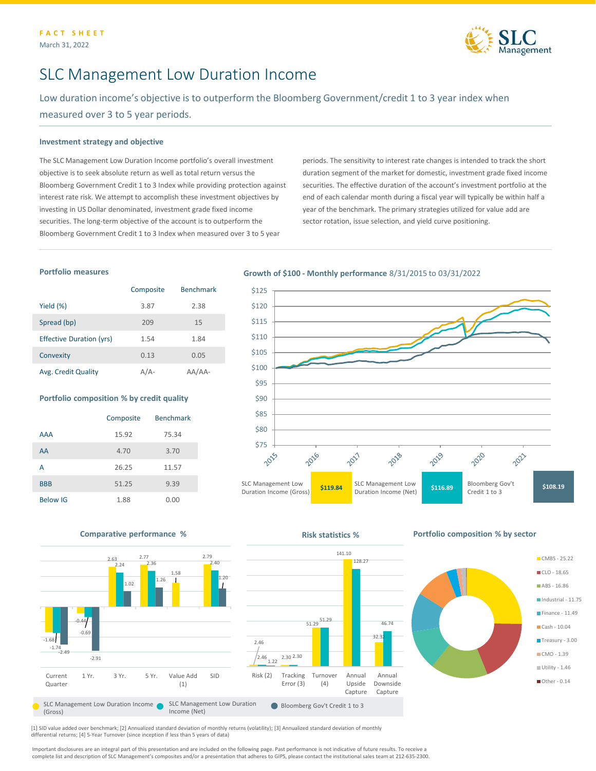FACT SHEET

March 31, 2022

# SLC Management Low Duration Income

Low duration income's objective is to outperform the Bloomberg Government/credit 1 to 3 year index when measured over 3 to 5 year periods.

### Investment strategy and objective

The SLC Management Low Duration Income portfolio's overall investment objective is to seek absolute return as well as total return versus the Bloomberg Government Credit 1 to 3 Index while providing protection against interest rate risk. We attempt to accomplish these investment objectives by investing in US Dollar denominated, investment grade fixed income securities. The long-term objective of the account is to outperform the Bloomberg Government Credit 1 to 3 Index when measured over 3 to 5 year periods. The sensitivity to interest rate changes is intended to track the short duration segment of the market for domestic, investment grade fixed income securities. The effective duration of the account's investment portfolio at the end of each calendar month during a fiscal year will typically be within half a year of the benchmark. The primary strategies utilized for value add are sector rotation, issue selection, and yield curve positioning.

### Portfolio measures

| | Composite | Benchmark |
|---|---|---|
| Yield (%) | 3.87 | 2.38 |
| Spread (bp) | 209 | 15 |
| Effective Duration (yrs) | 1.54 | 1.84 |
| Convexity | 0.13 | 0.05 |
| Avg. Credit Quality | A/A- | AA/AA- |

### Portfolio composition % by credit quality

| | Composite | Benchmark |
|---|---|---|
| AAA | 15.92 | 75.34 |
| AA | 4.70 | 3.70 |
| A | 26.25 | 11.57 |
| BBB | 51.25 | 9.39 |
| Below IG | 1.88 | 0.00 |

### Growth of $100 - Monthly performance 8/31/2015 to 03/31/2022

| SLC Management Low Duration Income (Gross) | SLC Management Low Duration Income (Net) | Bloomberg Gov't Credit 1 to 3 |
|---|---|---|
| $119.84 | $116.89 | $108.19 |

### Comparative performance %

| | Current Quarter | 1 Yr. | 3 Yr. | 5 Yr. | Value Add (1) | SID |
|---|---|---|---|---|---|---|
| SLC Management Low Duration Income (Gross) | -1.68 | -0.44 | 2.63 | 2.77 | 1.58 | 2.79 |
| SLC Management Low Duration Income (Net) | -1.74 | -0.69 | 2.24 | 2.36 | | 2.40 |
| Bloomberg Gov't Credit 1 to 3 | -2.49 | -2.91 | 1.02 | 1.26 | | 1.20 |

### Risk statistics %

| | Risk (2) | Tracking Error (3) | Turnover (4) | Annual Upside Capture | Annual Downside Capture |
|---|---|---|---|---|---|
| SLC Management Low Duration Income (Gross) | 2.46 | 2.30 | 51.29 | 141.10 | 32.32 |
| SLC Management Low Duration Income (Net) | 2.46 | 2.30 | 51.29 | 128.27 | 46.74 |
| Bloomberg Gov't Credit 1 to 3 | 1.22 | | | | |

### Portfolio composition % by sector

- CMBS - 25.22
- CLO - 18.65
- ABS - 16.86
- Industrial - 11.75
- Finance - 11.49
- Cash - 10.04
- Treasury - 3.00
- CMO - 1.39
- Utility - 1.46
- Other - 0.14

[1] SID value added over benchmark; [2] Annualized standard deviation of monthly returns (volatility); [3] Annualized standard deviation of monthly differential returns; [4] 5-Year Turnover (since inception if less than 5 years of data)

Important disclosures are an integral part of this presentation and are included on the following page. Past performance is not indicative of future results. To receive a complete list and description of SLC Management's composites and/or a presentation that adheres to GIPS, please contact the institutional sales team at 212-635-2300.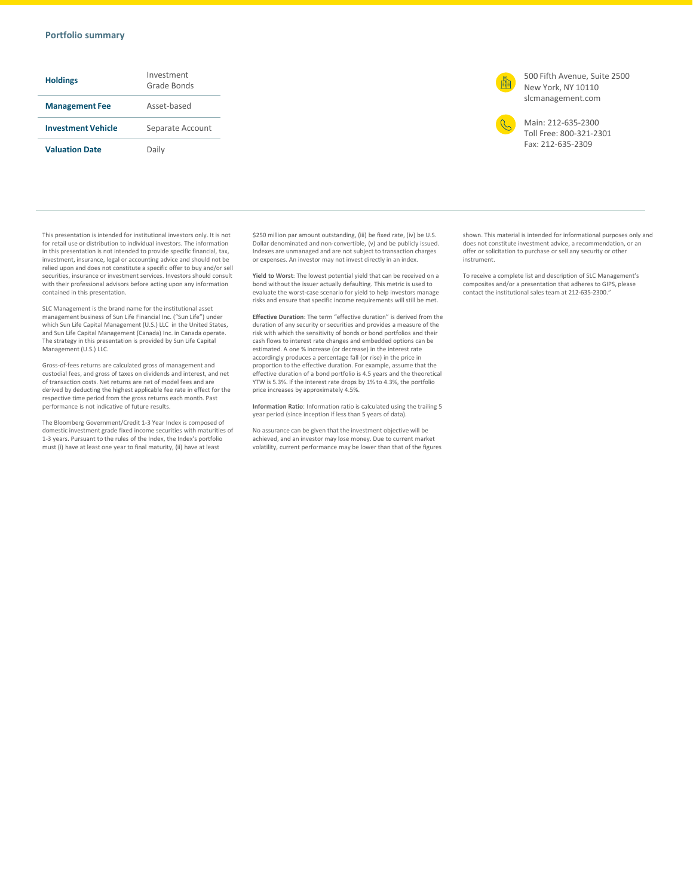## Portfolio summary

| | |
|---|---|
| **Holdings** | Investment Grade Bonds |
| **Management Fee** | Asset-based |
| **Investment Vehicle** | Separate Account |
| **Valuation Date** | Daily |

500 Fifth Avenue, Suite 2500
New York, NY 10110
slcmanagement.com

Main: 212-635-2300
Toll Free: 800-321-2301
Fax: 212-635-2309

This presentation is intended for institutional investors only. It is not for retail use or distribution to individual investors. The information in this presentation is not intended to provide specific financial, tax, investment, insurance, legal or accounting advice and should not be relied upon and does not constitute a specific offer to buy and/or sell securities, insurance or investment services. Investors should consult with their professional advisors before acting upon any information contained in this presentation.

SLC Management is the brand name for the institutional asset management business of Sun Life Financial Inc. ("Sun Life") under which Sun Life Capital Management (U.S.) LLC in the United States, and Sun Life Capital Management (Canada) Inc. in Canada operate. The strategy in this presentation is provided by Sun Life Capital Management (U.S.) LLC.

Gross-of-fees returns are calculated gross of management and custodial fees, and gross of taxes on dividends and interest, and net of transaction costs. Net returns are net of model fees and are derived by deducting the highest applicable fee rate in effect for the respective time period from the gross returns each month. Past performance is not indicative of future results.

The Bloomberg Government/Credit 1-3 Year Index is composed of domestic investment grade fixed income securities with maturities of 1-3 years. Pursuant to the rules of the Index, the Index's portfolio must (i) have at least one year to final maturity, (ii) have at least $250 million par amount outstanding, (iii) be fixed rate, (iv) be U.S. Dollar denominated and non-convertible, (v) and be publicly issued. Indexes are unmanaged and are not subject to transaction charges or expenses. An investor may not invest directly in an index.

**Yield to Worst**: The lowest potential yield that can be received on a bond without the issuer actually defaulting. This metric is used to evaluate the worst-case scenario for yield to help investors manage risks and ensure that specific income requirements will still be met.

**Effective Duration**: The term "effective duration" is derived from the duration of any security or securities and provides a measure of the risk with which the sensitivity of bonds or bond portfolios and their cash flows to interest rate changes and embedded options can be estimated. A one % increase (or decrease) in the interest rate accordingly produces a percentage fall (or rise) in the price in proportion to the effective duration. For example, assume that the effective duration of a bond portfolio is 4.5 years and the theoretical YTW is 5.3%. If the interest rate drops by 1% to 4.3%, the portfolio price increases by approximately 4.5%.

**Information Ratio**: Information ratio is calculated using the trailing 5 year period (since inception if less than 5 years of data).

No assurance can be given that the investment objective will be achieved, and an investor may lose money. Due to current market volatility, current performance may be lower than that of the figures shown. This material is intended for informational purposes only and does not constitute investment advice, a recommendation, or an offer or solicitation to purchase or sell any security or other instrument.

To receive a complete list and description of SLC Management's composites and/or a presentation that adheres to GIPS, please contact the institutional sales team at 212-635-2300."